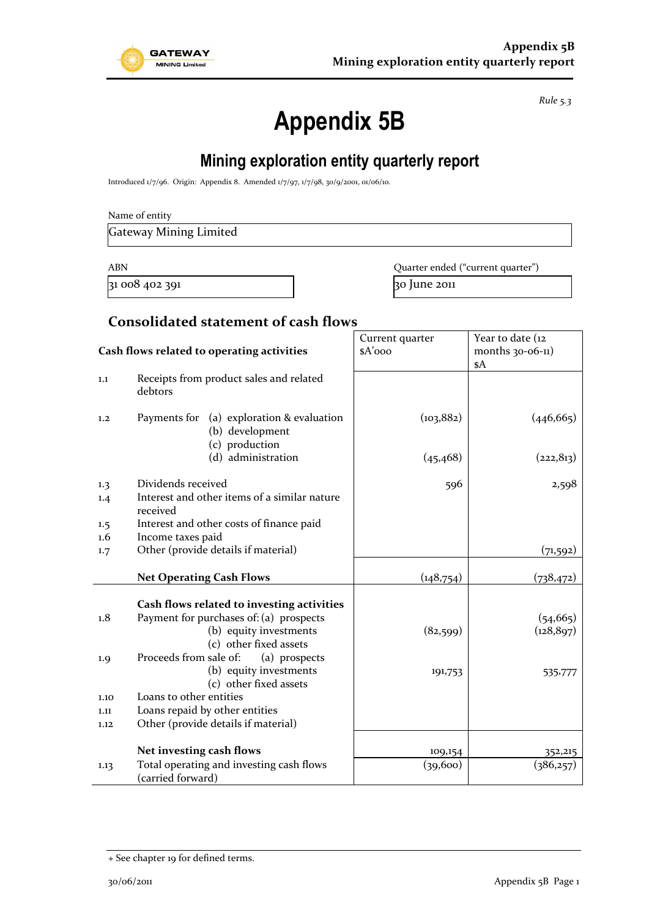Rule 5.3

# Appendix 5B

## Mining exploration entity quarterly report

Introduced 1/7/96. Origin: Appendix 8. Amended 1/7/97, 1/7/98, 30/9/2001, 01/06/10.

Name of entity

| Gateway Mining Limited |
|---|

| ABN | Quarter ended ("current quarter") |
|---|---|
| 31 008 402 391 | 30 June 2011 |

## Consolidated statement of cash flows

| | Cash flows related to operating activities | Current quarter $A'000 | Year to date (12 months 30-06-11) $A |
|---|---|---|---|
| 1.1 | Receipts from product sales and related debtors | | |
| 1.2 | Payments for (a) exploration & evaluation | (103,882) | (446,665) |
| | (b) development | | |
| | (c) production | | |
| | (d) administration | (45,468) | (222,813) |
| 1.3 | Dividends received | | |
| 1.4 | Interest and other items of a similar nature received | 596 | 2,598 |
| 1.5 | Interest and other costs of finance paid | | |
| 1.6 | Income taxes paid | | |
| 1.7 | Other (provide details if material) | | (71,592) |
| | **Net Operating Cash Flows** | (148,754) | (738,472) |
| | **Cash flows related to investing activities** | | |
| 1.8 | Payment for purchases of: (a) prospects | | (54,665) |
| | (b) equity investments | (82,599) | (128,897) |
| | (c) other fixed assets | | |
| 1.9 | Proceeds from sale of: (a) prospects | | |
| | (b) equity investments | 191,753 | 535,777 |
| | (c) other fixed assets | | |
| 1.10 | Loans to other entities | | |
| 1.11 | Loans repaid by other entities | | |
| 1.12 | Other (provide details if material) | | |
| | **Net investing cash flows** | 109,154 | 352,215 |
| 1.13 | Total operating and investing cash flows (carried forward) | (39,600) | (386,257) |

+ See chapter 19 for defined terms.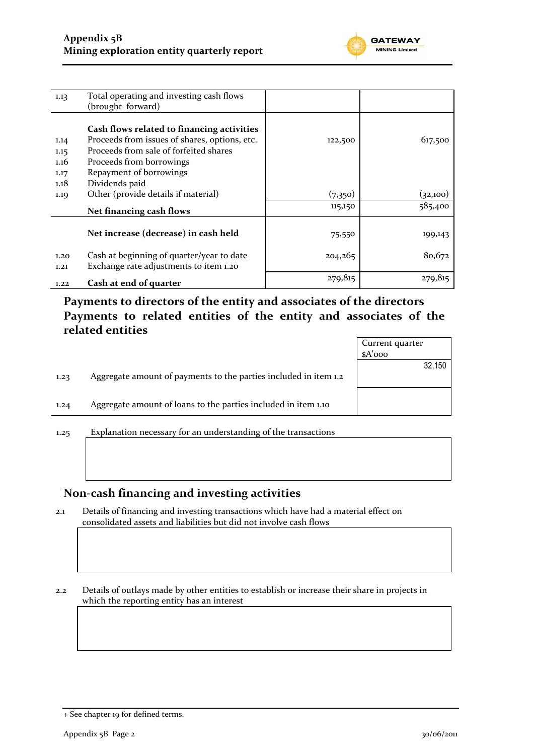| | | | |
|---|---|---|---|
| 1.13 | Total operating and investing cash flows (brought forward) | | |
| | **Cash flows related to financing activities** | | |
| 1.14 | Proceeds from issues of shares, options, etc. | 122,500 | 617,500 |
| 1.15 | Proceeds from sale of forfeited shares | | |
| 1.16 | Proceeds from borrowings | | |
| 1.17 | Repayment of borrowings | | |
| 1.18 | Dividends paid | | |
| 1.19 | Other (provide details if material) | (7,350) | (32,100) |
| | **Net financing cash flows** | 115,150 | 585,400 |
| | **Net increase (decrease) in cash held** | 75,550 | 199,143 |
| 1.20 | Cash at beginning of quarter/year to date | 204,265 | 80,672 |
| 1.21 | Exchange rate adjustments to item 1.20 | | |
| 1.22 | **Cash at end of quarter** | 279,815 | 279,815 |

## Payments to directors of the entity and associates of the directors Payments to related entities of the entity and associates of the related entities

| | | Current quarter $A'000 |
|---|---|---|
| 1.23 | Aggregate amount of payments to the parties included in item 1.2 | 32,150 |
| 1.24 | Aggregate amount of loans to the parties included in item 1.10 | |

1.25 Explanation necessary for an understanding of the transactions

## Non-cash financing and investing activities

2.1 Details of financing and investing transactions which have had a material effect on consolidated assets and liabilities but did not involve cash flows

2.2 Details of outlays made by other entities to establish or increase their share in projects in which the reporting entity has an interest

+ See chapter 19 for defined terms.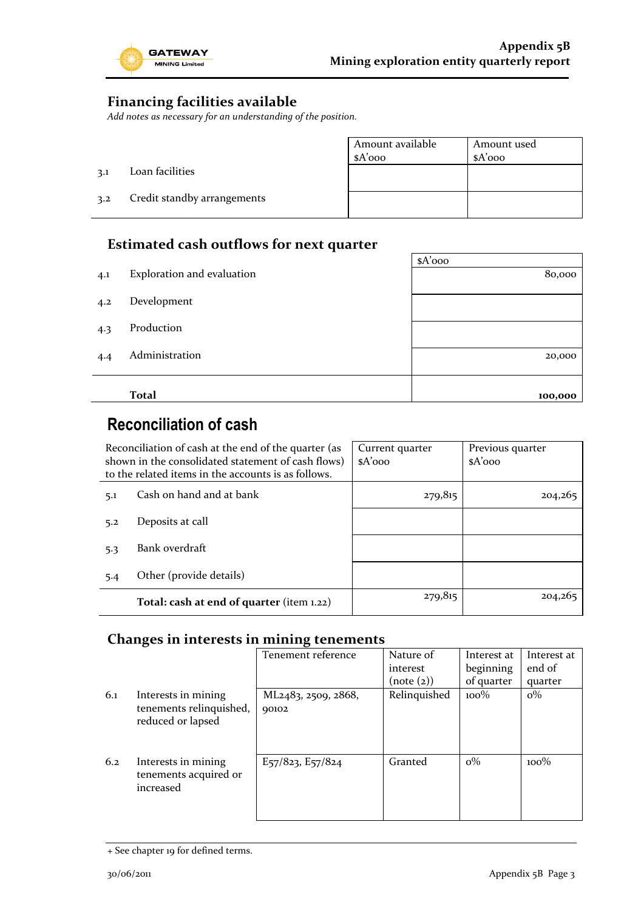## Financing facilities available

*Add notes as necessary for an understanding of the position.*

| | | Amount available $A'000 | Amount used $A'000 |
|---|---|---|---|
| 3.1 | Loan facilities | | |
| 3.2 | Credit standby arrangements | | |

## Estimated cash outflows for next quarter

| | | $A'000 |
|---|---|---|
| 4.1 | Exploration and evaluation | 80,000 |
| 4.2 | Development | |
| 4.3 | Production | |
| 4.4 | Administration | 20,000 |
| | **Total** | **100,000** |

# Reconciliation of cash

| Reconciliation of cash at the end of the quarter (as shown in the consolidated statement of cash flows) to the related items in the accounts is as follows. | | Current quarter $A'000 | Previous quarter $A'000 |
|---|---|---|---|
| 5.1 | Cash on hand and at bank | 279,815 | 204,265 |
| 5.2 | Deposits at call | | |
| 5.3 | Bank overdraft | | |
| 5.4 | Other (provide details) | | |
| | **Total: cash at end of quarter** (item 1.22) | 279,815 | 204,265 |

## Changes in interests in mining tenements

| | | Tenement reference | Nature of interest (note (2)) | Interest at beginning of quarter | Interest at end of quarter |
|---|---|---|---|---|---|
| 6.1 | Interests in mining tenements relinquished, reduced or lapsed | ML2483, 2509, 2868, 90102 | Relinquished | 100% | 0% |
| 6.2 | Interests in mining tenements acquired or increased | E57/823, E57/824 | Granted | 0% | 100% |

+ See chapter 19 for defined terms.

30/06/2011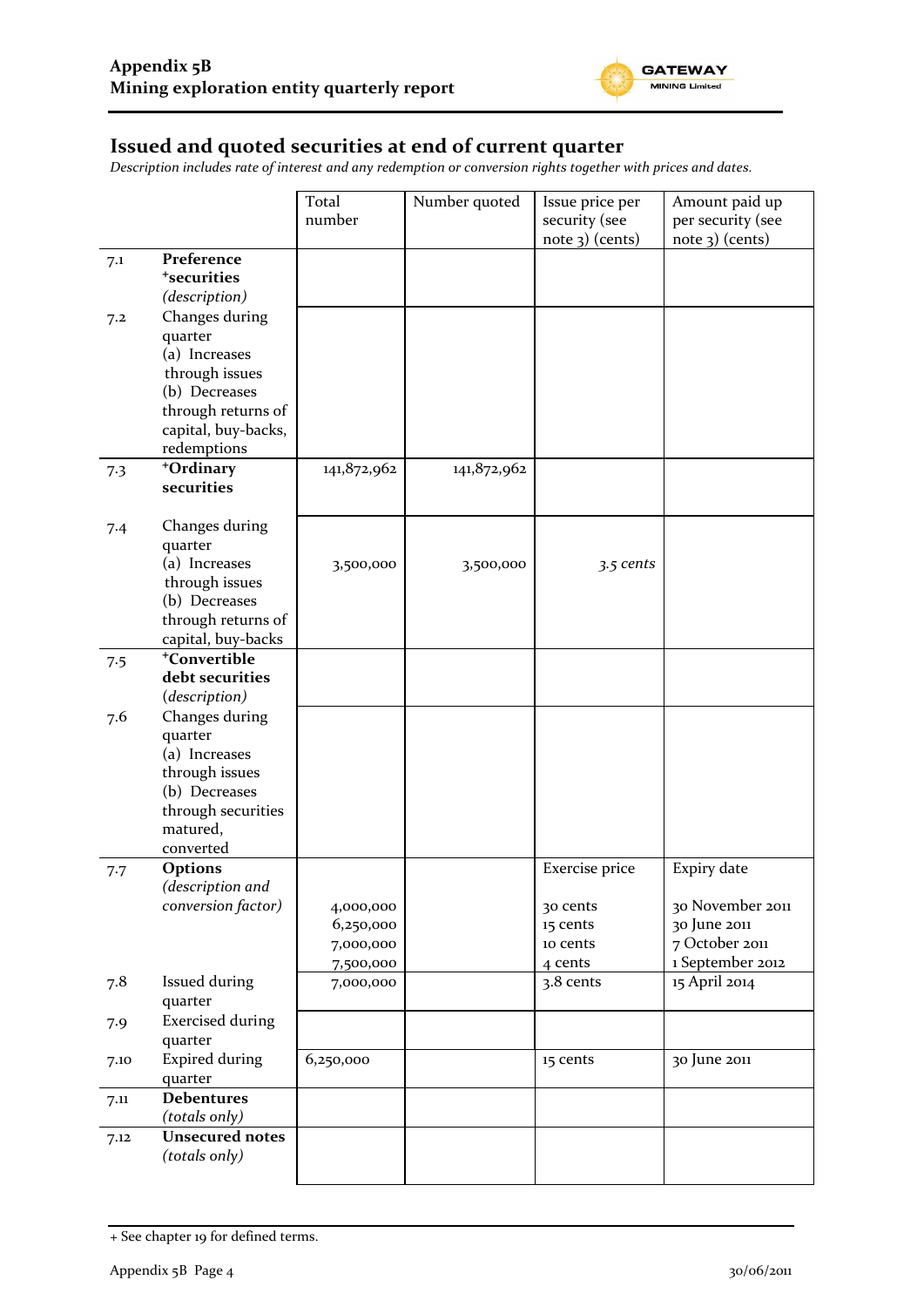## Issued and quoted securities at end of current quarter

*Description includes rate of interest and any redemption or conversion rights together with prices and dates.*

| | | Total number | Number quoted | Issue price per security (see note 3) (cents) | Amount paid up per security (see note 3) (cents) |
|---|---|---|---|---|---|
| 7.1 | **Preference +securities** *(description)* | | | | |
| 7.2 | Changes during quarter (a) Increases through issues (b) Decreases through returns of capital, buy-backs, redemptions | | | | |
| 7.3 | **+Ordinary securities** | 141,872,962 | 141,872,962 | | |
| 7.4 | Changes during quarter (a) Increases through issues (b) Decreases through returns of capital, buy-backs | 3,500,000 | 3,500,000 | *3.5 cents* | |
| 7.5 | **+Convertible debt securities** *(description)* | | | | |
| 7.6 | Changes during quarter (a) Increases through issues (b) Decreases through securities matured, converted | | | | |
| 7.7 | **Options** *(description and conversion factor)* | 4,000,000<br>6,250,000<br>7,000,000<br>7,500,000 | | Exercise price<br>30 cents<br>15 cents<br>10 cents<br>4 cents | Expiry date<br>30 November 2011<br>30 June 2011<br>7 October 2011<br>1 September 2012 |
| 7.8 | Issued during quarter | 7,000,000 | | 3.8 cents | 15 April 2014 |
| 7.9 | Exercised during quarter | | | | |
| 7.10 | Expired during quarter | 6,250,000 | | 15 cents | 30 June 2011 |
| 7.11 | **Debentures** *(totals only)* | | | | |
| 7.12 | **Unsecured notes** *(totals only)* | | | | |

+ See chapter 19 for defined terms.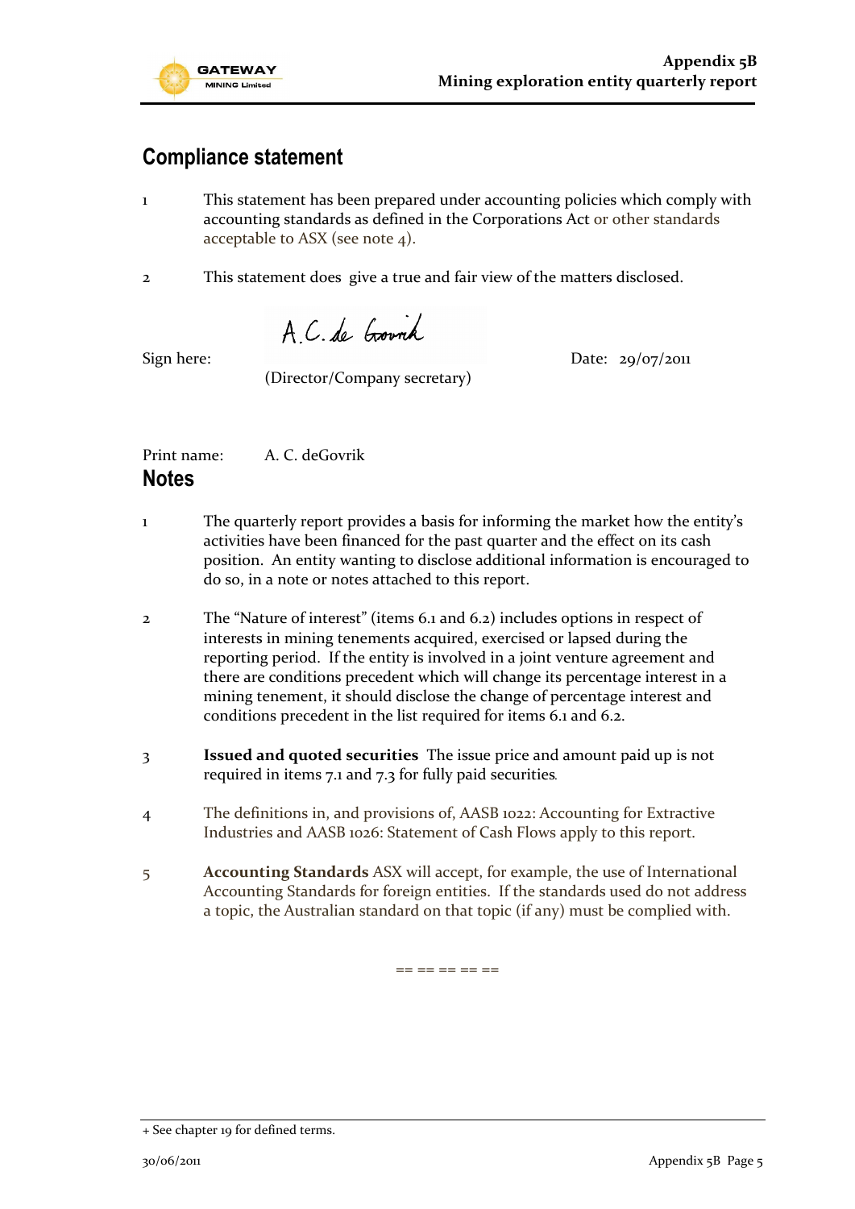## Compliance statement

1 This statement has been prepared under accounting policies which comply with accounting standards as defined in the Corporations Act or other standards acceptable to ASX (see note 4).

2 This statement does give a true and fair view of the matters disclosed.

Sign here: A.C. de Govrik (Director/Company secretary) Date: 29/07/2011

Print name: A. C. deGovrik

## Notes

1 The quarterly report provides a basis for informing the market how the entity's activities have been financed for the past quarter and the effect on its cash position. An entity wanting to disclose additional information is encouraged to do so, in a note or notes attached to this report.

2 The "Nature of interest" (items 6.1 and 6.2) includes options in respect of interests in mining tenements acquired, exercised or lapsed during the reporting period. If the entity is involved in a joint venture agreement and there are conditions precedent which will change its percentage interest in a mining tenement, it should disclose the change of percentage interest and conditions precedent in the list required for items 6.1 and 6.2.

3 **Issued and quoted securities** The issue price and amount paid up is not required in items 7.1 and 7.3 for fully paid securities.

4 The definitions in, and provisions of, AASB 1022: Accounting for Extractive Industries and AASB 1026: Statement of Cash Flows apply to this report.

5 **Accounting Standards** ASX will accept, for example, the use of International Accounting Standards for foreign entities. If the standards used do not address a topic, the Australian standard on that topic (if any) must be complied with.

== == == == ==

+ See chapter 19 for defined terms.